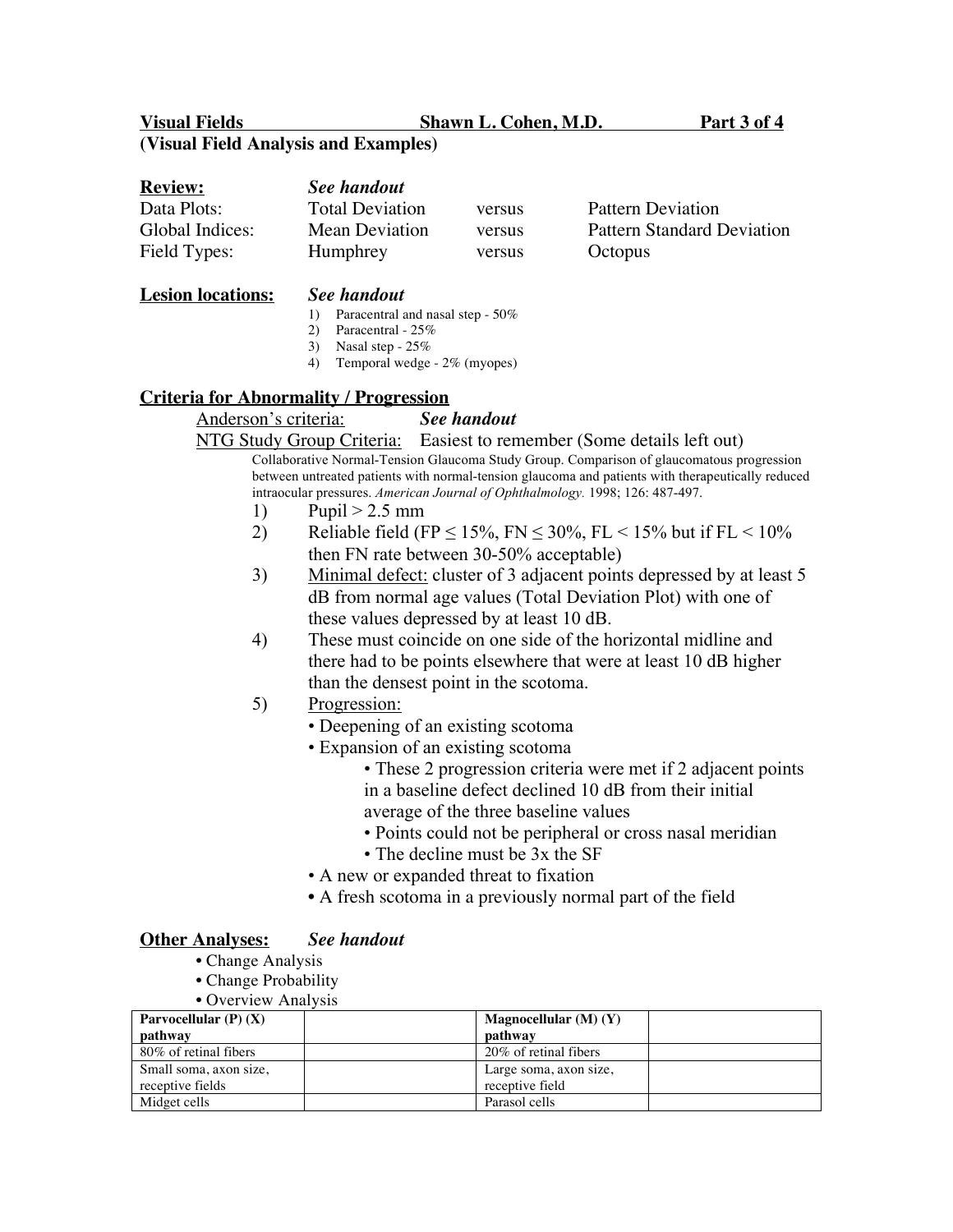**Visual Fields** **Shawn L. Cohen, M.D.** **Part 3 of 4**

**(Visual Field Analysis and Examples)**

**Review:** ***See handout***

| | | | |
|---|---|---|---|
| Data Plots: | Total Deviation | versus | Pattern Deviation |
| Global Indices: | Mean Deviation | versus | Pattern Standard Deviation |
| Field Types: | Humphrey | versus | Octopus |

**Lesion locations:** ***See handout***

1) Paracentral and nasal step - 50%
2) Paracentral - 25%
3) Nasal step - 25%
4) Temporal wedge - 2% (myopes)

## Criteria for Abnormality / Progression

Anderson's criteria: ***See handout***

NTG Study Group Criteria: Easiest to remember (Some details left out)

Collaborative Normal-Tension Glaucoma Study Group. Comparison of glaucomatous progression between untreated patients with normal-tension glaucoma and patients with therapeutically reduced intraocular pressures. *American Journal of Ophthalmology.* 1998; 126: 487-497.

1) Pupil > 2.5 mm
2) Reliable field (FP ≤ 15%, FN ≤ 30%, FL < 15% but if FL < 10% then FN rate between 30-50% acceptable)
3) Minimal defect: cluster of 3 adjacent points depressed by at least 5 dB from normal age values (Total Deviation Plot) with one of these values depressed by at least 10 dB.
4) These must coincide on one side of the horizontal midline and there had to be points elsewhere that were at least 10 dB higher than the densest point in the scotoma.
5) Progression:
   - Deepening of an existing scotoma
   - Expansion of an existing scotoma
     - These 2 progression criteria were met if 2 adjacent points in a baseline defect declined 10 dB from their initial average of the three baseline values
     - Points could not be peripheral or cross nasal meridian
     - The decline must be 3x the SF
   - A new or expanded threat to fixation
   - A fresh scotoma in a previously normal part of the field

**Other Analyses:** ***See handout***

- Change Analysis
- Change Probability
- Overview Analysis

| **Parvocellular (P) (X) pathway** | | **Magnocellular (M) (Y) pathway** | |
|---|---|---|---|
| 80% of retinal fibers | | 20% of retinal fibers | |
| Small soma, axon size, receptive fields | | Large soma, axon size, receptive field | |
| Midget cells | | Parasol cells | |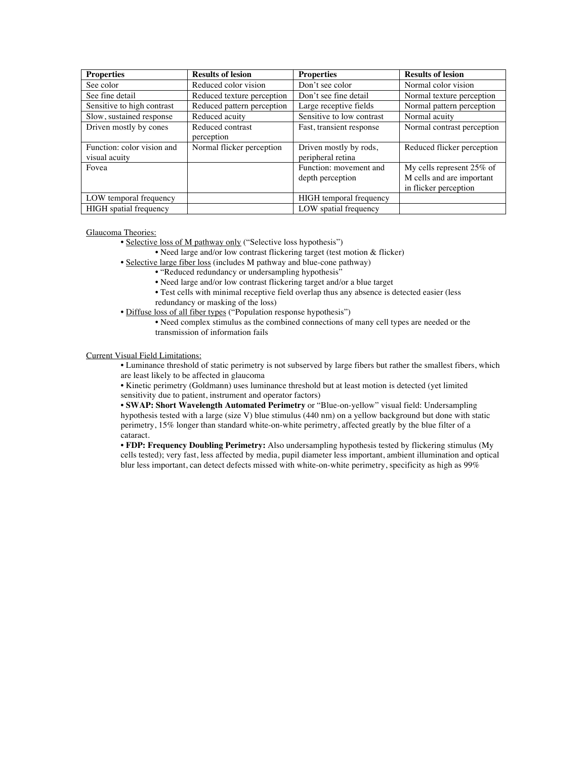| **Properties** | **Results of lesion** | **Properties** | **Results of lesion** |
|---|---|---|---|
| See color | Reduced color vision | Don't see color | Normal color vision |
| See fine detail | Reduced texture perception | Don't see fine detail | Normal texture perception |
| Sensitive to high contrast | Reduced pattern perception | Large receptive fields | Normal pattern perception |
| Slow, sustained response | Reduced acuity | Sensitive to low contrast | Normal acuity |
| Driven mostly by cones | Reduced contrast perception | Fast, transient response | Normal contrast perception |
| Function: color vision and visual acuity | Normal flicker perception | Driven mostly by rods, peripheral retina | Reduced flicker perception |
| Fovea | | Function: movement and depth perception | My cells represent 25% of M cells and are important in flicker perception |
| LOW temporal frequency | | HIGH temporal frequency | |
| HIGH spatial frequency | | LOW spatial frequency | |

Glaucoma Theories:

- Selective loss of M pathway only ("Selective loss hypothesis")
    - Need large and/or low contrast flickering target (test motion & flicker)
- Selective large fiber loss (includes M pathway and blue-cone pathway)
    - "Reduced redundancy or undersampling hypothesis"
    - Need large and/or low contrast flickering target and/or a blue target
    - Test cells with minimal receptive field overlap thus any absence is detected easier (less redundancy or masking of the loss)
- Diffuse loss of all fiber types ("Population response hypothesis")
    - Need complex stimulus as the combined connections of many cell types are needed or the transmission of information fails

Current Visual Field Limitations:

- Luminance threshold of static perimetry is not subserved by large fibers but rather the smallest fibers, which are least likely to be affected in glaucoma
- Kinetic perimetry (Goldmann) uses luminance threshold but at least motion is detected (yet limited sensitivity due to patient, instrument and operator factors)
- **SWAP: Short Wavelength Automated Perimetry** or "Blue-on-yellow" visual field: Undersampling hypothesis tested with a large (size V) blue stimulus (440 nm) on a yellow background but done with static perimetry, 15% longer than standard white-on-white perimetry, affected greatly by the blue filter of a cataract.
- **FDP: Frequency Doubling Perimetry:** Also undersampling hypothesis tested by flickering stimulus (My cells tested); very fast, less affected by media, pupil diameter less important, ambient illumination and optical blur less important, can detect defects missed with white-on-white perimetry, specificity as high as 99%